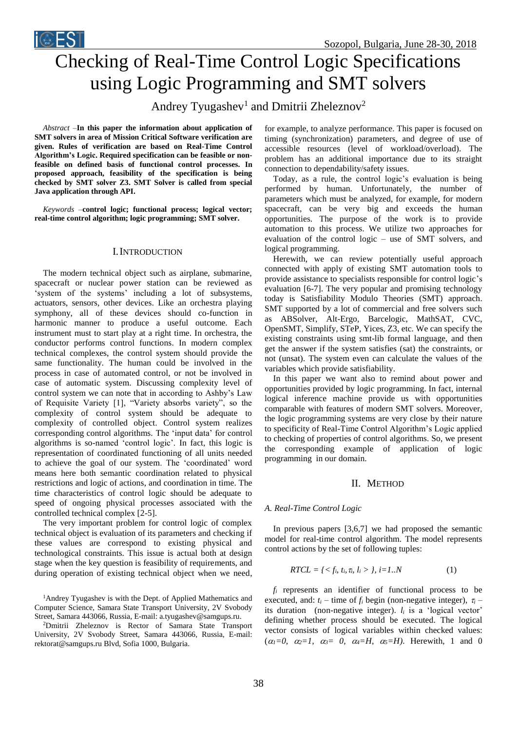# Checking of Real-Time Control Logic Specifications using Logic Programming and SMT solvers

Andrey Tyugashev[1] and Dmitrii Zheleznov[2]

*Abstract* –**In this paper the information about application of SMT solvers in area of Mission Critical Software verification are given. Rules of verification are based on Real-Time Control Algorithm's Logic. Required specification can be feasible or non-feasible on defined basis of functional control processes. In proposed approach, feasibility of the specification is being checked by SMT solver Z3. SMT Solver is called from special Java application through API.**

*Keywords* –**control logic; functional process; logical vector; real-time control algorithm; logic programming; SMT solver.**

## I. Introduction

The modern technical object such as airplane, submarine, spacecraft or nuclear power station can be reviewed as 'system of the systems' including a lot of subsystems, actuators, sensors, other devices. Like an orchestra playing symphony, all of these devices should co-function in harmonic manner to produce a useful outcome. Each instrument must to start play at a right time. In orchestra, the conductor performs control functions. In modern complex technical complexes, the control system should provide the same functionality. The human could be involved in the process in case of automated control, or not be involved in case of automatic system. Discussing complexity level of control system we can note that in according to Ashby's Law of Requisite Variety [1], "Variety absorbs variety", so the complexity of control system should be adequate to complexity of controlled object. Control system realizes corresponding control algorithms. The 'input data' for control algorithms is so-named 'control logic'. In fact, this logic is representation of coordinated functioning of all units needed to achieve the goal of our system. The 'coordinated' word means here both semantic coordination related to physical restrictions and logic of actions, and coordination in time. The time characteristics of control logic should be adequate to speed of ongoing physical processes associated with the controlled technical complex [2-5].

The very important problem for control logic of complex technical object is evaluation of its parameters and checking if these values are correspond to existing physical and technological constraints. This issue is actual both at design stage when the key question is feasibility of requirements, and during operation of existing technical object when we need, for example, to analyze performance. This paper is focused on timing (synchronization) parameters, and degree of use of accessible resources (level of workload/overload). The problem has an additional importance due to its straight connection to dependability/safety issues.

Today, as a rule, the control logic's evaluation is being performed by human. Unfortunately, the number of parameters which must be analyzed, for example, for modern spacecraft, can be very big and exceeds the human opportunities. The purpose of the work is to provide automation to this process. We utilize two approaches for evaluation of the control logic – use of SMT solvers, and logical programming.

Herewith, we can review potentially useful approach connected with apply of existing SMT automation tools to provide assistance to specialists responsible for control logic's evaluation [6-7]. The very popular and promising technology today is Satisfiability Modulo Theories (SMT) approach. SMT supported by a lot of commercial and free solvers such as ABSolver, Alt-Ergo, Barcelogic, MathSAT, CVC, OpenSMT, Simplify, STeP, Yices, Z3, etc. We can specify the existing constraints using smt-lib formal language, and then get the answer if the system satisfies (sat) the constraints, or not (unsat). The system even can calculate the values of the variables which provide satisfiability.

In this paper we want also to remind about power and opportunities provided by logic programming. In fact, internal logical inference machine provide us with opportunities comparable with features of modern SMT solvers. Moreover, the logic programming systems are very close by their nature to specificity of Real-Time Control Algorithm's Logic applied to checking of properties of control algorithms. So, we present the corresponding example of application of logic programming in our domain.

## II. Method

### A. Real-Time Control Logic

In previous papers [3,6,7] we had proposed the semantic model for real-time control algorithm. The model represents control actions by the set of following tuples:

$$RTCL = \{ < f_i, t_i, \tau_i, l_i > \}, i=1..N \qquad (1)$$

$f_i$ represents an identifier of functional process to be executed, and: $t_i$ – time of $f_i$ begin (non-negative integer), $\tau_i$ – its duration (non-negative integer). $l_i$ is a 'logical vector' defining whether process should be executed. The logical vector consists of logical variables within checked values: ($\alpha_1=0$, $\alpha_2=1$, $\alpha_3= 0$, $\alpha_4=H$, $\alpha_5=H$). Herewith, 1 and 0

[1]Andrey Tyugashev is with the Dept. of Applied Mathematics and Computer Science, Samara State Transport University, 2V Svobody Street, Samara 443066, Russia, E-mail: a.tyugashev@samgups.ru.

[2]Dmitrii Zheleznov is Rector of Samara State Transport University, 2V Svobody Street, Samara 443066, Russia, E-mail: rektorat@samgups.ru Blvd, Sofia 1000, Bulgaria.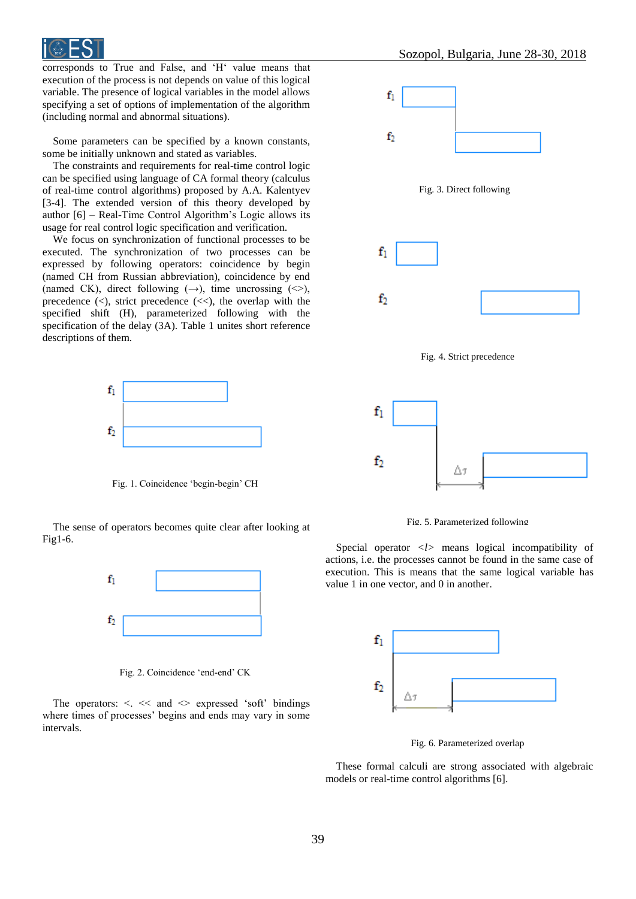corresponds to True and False, and 'H' value means that execution of the process is not depends on value of this logical variable. The presence of logical variables in the model allows specifying a set of options of implementation of the algorithm (including normal and abnormal situations).

Some parameters can be specified by a known constants, some be initially unknown and stated as variables.

The constraints and requirements for real-time control logic can be specified using language of CA formal theory (calculus of real-time control algorithms) proposed by A.A. Kalentyev [3-4]. The extended version of this theory developed by author [6] – Real-Time Control Algorithm's Logic allows its usage for real control logic specification and verification.

We focus on synchronization of functional processes to be executed. The synchronization of two processes can be expressed by following operators: coincidence by begin (named CH from Russian abbreviation), coincidence by end (named CK), direct following (→), time uncrossing (<>), precedence (<), strict precedence (<<), the overlap with the specified shift (H), parameterized following with the specification of the delay (3A). Table 1 unites short reference descriptions of them.

Fig. 1. Coincidence 'begin-begin' CH

The sense of operators becomes quite clear after looking at Fig1-6.

Fig. 2. Coincidence 'end-end' CK

The operators: <. << and <> expressed 'soft' bindings where times of processes' begins and ends may vary in some intervals.

Fig. 3. Direct following

Fig. 4. Strict precedence

Fig. 5. Parameterized following

Special operator <*l*> means logical incompatibility of actions, i.e. the processes cannot be found in the same case of execution. This is means that the same logical variable has value 1 in one vector, and 0 in another.

Fig. 6. Parameterized overlap

These formal calculi are strong associated with algebraic models or real-time control algorithms [6].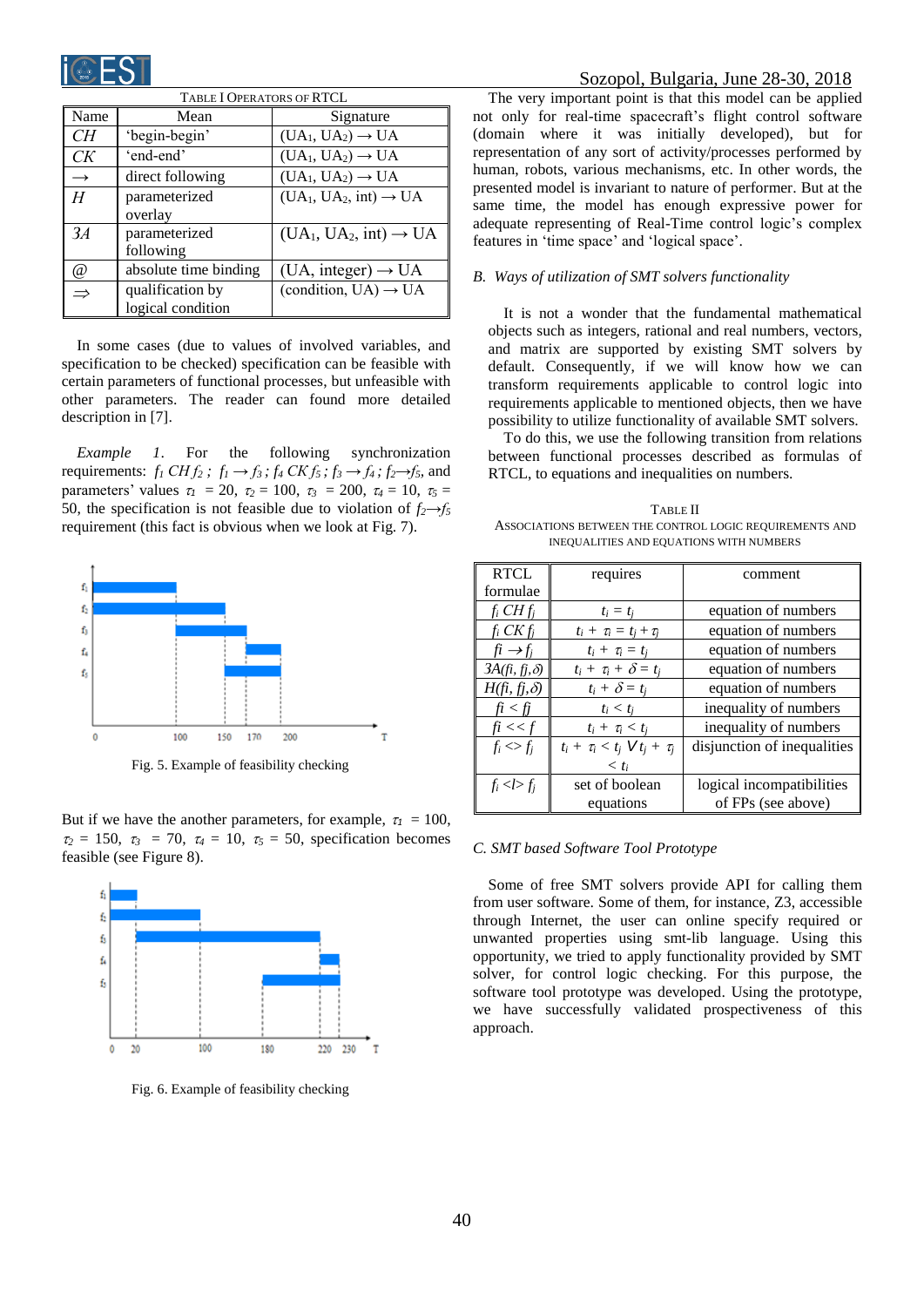TABLE I OPERATORS OF RTCL

| Name | Mean | Signature |
|---|---|---|
| *CH* | 'begin-begin' | $(UA_1, UA_2) \rightarrow UA$ |
| *CK* | 'end-end' | $(UA_1, UA_2) \rightarrow UA$ |
| $\rightarrow$ | direct following | $(UA_1, UA_2) \rightarrow UA$ |
| *H* | parameterized overlay | $(UA_1, UA_2, int) \rightarrow UA$ |
| *ЗА* | parameterized following | $(UA_1, UA_2, int) \rightarrow UA$ |
| *@* | absolute time binding | $(UA, integer) \rightarrow UA$ |
| $\Rightarrow$ | qualification by logical condition | $(condition, UA) \rightarrow UA$ |

In some cases (due to values of involved variables, and specification to be checked) specification can be feasible with certain parameters of functional processes, but unfeasible with other parameters. The reader can found more detailed description in [7].

*Example 1.* For the following synchronization requirements: $f_1\ CH\ f_2$ ; $f_1 \rightarrow f_3$ ; $f_4\ CK\ f_5$ ; $f_3 \rightarrow f_4$ ; $f_2 \rightarrow f_5$, and parameters' values $\tau_1 = 20$, $\tau_2 = 100$, $\tau_3 = 200$, $\tau_4 = 10$, $\tau_5 = 50$, the specification is not feasible due to violation of $f_2 \rightarrow f_5$ requirement (this fact is obvious when we look at Fig. 7).

Fig. 5. Example of feasibility checking

But if we have the another parameters, for example, $\tau_1 = 100$, $\tau_2 = 150$, $\tau_3 = 70$, $\tau_4 = 10$, $\tau_5 = 50$, specification becomes feasible (see Figure 8).

Fig. 6. Example of feasibility checking

The very important point is that this model can be applied not only for real-time spacecraft's flight control software (domain where it was initially developed), but for representation of any sort of activity/processes performed by human, robots, various mechanisms, etc. In other words, the presented model is invariant to nature of performer. But at the same time, the model has enough expressive power for adequate representing of Real-Time control logic's complex features in 'time space' and 'logical space'.

### B. Ways of utilization of SMT solvers functionality

It is not a wonder that the fundamental mathematical objects such as integers, rational and real numbers, vectors, and matrix are supported by existing SMT solvers by default. Consequently, if we will know how we can transform requirements applicable to control logic into requirements applicable to mentioned objects, then we have possibility to utilize functionality of available SMT solvers.

To do this, we use the following transition from relations between functional processes described as formulas of RTCL, to equations and inequalities on numbers.

TABLE II
ASSOCIATIONS BETWEEN THE CONTROL LOGIC REQUIREMENTS AND INEQUALITIES AND EQUATIONS WITH NUMBERS

| RTCL formulae | requires | comment |
|---|---|---|
| $f_i\ CH\ f_j$ | $t_i = t_j$ | equation of numbers |
| $f_i\ CK\ f_j$ | $t_i + \tau_i = t_j + \tau_j$ | equation of numbers |
| $f_i \rightarrow f_j$ | $t_i + \tau_i = t_j$ | equation of numbers |
| $ЗA(f_i, f_j, \delta)$ | $t_i + \tau_i + \delta = t_j$ | equation of numbers |
| $H(f_i, f_j, \delta)$ | $t_i + \delta = t_j$ | equation of numbers |
| $f_i < f_j$ | $t_i < t_j$ | inequality of numbers |
| $f_i << f$ | $t_i + \tau_i < t_j$ | inequality of numbers |
| $f_i <> f_j$ | $t_i + \tau_i < t_j \vee t_j + \tau_j < t_i$ | disjunction of inequalities |
| $f_i <l> f_j$ | set of boolean equations | logical incompatibilities of FPs (see above) |

### C. SMT based Software Tool Prototype

Some of free SMT solvers provide API for calling them from user software. Some of them, for instance, Z3, accessible through Internet, the user can online specify required or unwanted properties using smt-lib language. Using this opportunity, we tried to apply functionality provided by SMT solver, for control logic checking. For this purpose, the software tool prototype was developed. Using the prototype, we have successfully validated prospectiveness of this approach.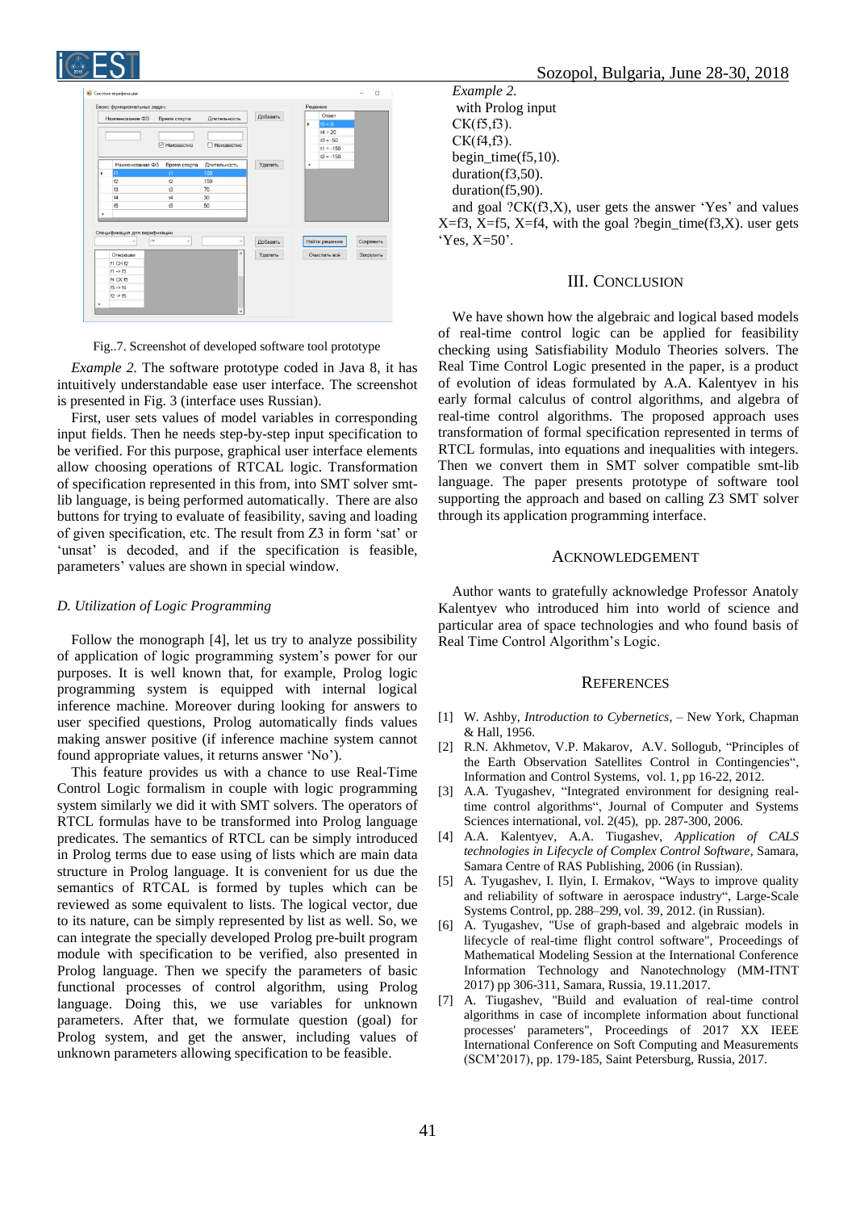Fig..7. Screenshot of developed software tool prototype

*Example 2.* The software prototype coded in Java 8, it has intuitively understandable ease user interface. The screenshot is presented in Fig. 3 (interface uses Russian).

First, user sets values of model variables in corresponding input fields. Then he needs step-by-step input specification to be verified. For this purpose, graphical user interface elements allow choosing operations of RTCAL logic. Transformation of specification represented in this from, into SMT solver smt-lib language, is being performed automatically. There are also buttons for trying to evaluate of feasibility, saving and loading of given specification, etc. The result from Z3 in form 'sat' or 'unsat' is decoded, and if the specification is feasible, parameters' values are shown in special window.

### *D. Utilization of Logic Programming*

Follow the monograph [4], let us try to analyze possibility of application of logic programming system's power for our purposes. It is well known that, for example, Prolog logic programming system is equipped with internal logical inference machine. Moreover during looking for answers to user specified questions, Prolog automatically finds values making answer positive (if inference machine system cannot found appropriate values, it returns answer 'No').

This feature provides us with a chance to use Real-Time Control Logic formalism in couple with logic programming system similarly we did it with SMT solvers. The operators of RTCL formulas have to be transformed into Prolog language predicates. The semantics of RTCL can be simply introduced in Prolog terms due to ease using of lists which are main data structure in Prolog language. It is convenient for us due the semantics of RTCL is formed by tuples which can be reviewed as some equivalent to lists. The logical vector, due to its nature, can be simply represented by list as well. So, we can integrate the specially developed Prolog pre-built program module with specification to be verified, also presented in Prolog language. Then we specify the parameters of basic functional processes of control algorithm, using Prolog language. Doing this, we use variables for unknown parameters. After that, we formulate question (goal) for Prolog system, and get the answer, including values of unknown parameters allowing specification to be feasible.

*Example 2.*
with Prolog input
CK(f5,f3).
CK(f4,f3).
begin_time(f5,10).
duration(f3,50).
duration(f5,90).

and goal ?CK(f3,X), user gets the answer 'Yes' and values X=f3, X=f5, X=f4, with the goal ?begin_time(f3,X). user gets 'Yes, X=50'.

## III. Conclusion

We have shown how the algebraic and logical based models of real-time control logic can be applied for feasibility checking using Satisfiability Modulo Theories solvers. The Real Time Control Logic presented in the paper, is a product of evolution of ideas formulated by A.A. Kalentyev in his early formal calculus of control algorithms, and algebra of real-time control algorithms. The proposed approach uses transformation of formal specification represented in terms of RTCL formulas, into equations and inequalities with integers. Then we convert them in SMT solver compatible smt-lib language. The paper presents prototype of software tool supporting the approach and based on calling Z3 SMT solver through its application programming interface.

## Acknowledgement

Author wants to gratefully acknowledge Professor Anatoly Kalentyev who introduced him into world of science and particular area of space technologies and who found basis of Real Time Control Algorithm's Logic.

## References

[1] W. Ashby, *Introduction to Cybernetics*, – New York, Chapman & Hall, 1956.

[2] R.N. Akhmetov, V.P. Makarov, A.V. Sollogub, "Principles of the Earth Observation Satellites Control in Contingencies", Information and Control Systems, vol. 1, pp 16-22, 2012.

[3] A.A. Tyugashev, "Integrated environment for designing real-time control algorithms", Journal of Computer and Systems Sciences international, vol. 2(45), pp. 287-300, 2006.

[4] A.A. Kalentyev, A.A. Tiugashev, *Application of CALS technologies in Lifecycle of Complex Control Software*, Samara, Samara Centre of RAS Publishing, 2006 (in Russian).

[5] A. Tyugashev, I. Ilyin, I. Ermakov, "Ways to improve quality and reliability of software in aerospace industry", Large-Scale Systems Control, pp. 288–299, vol. 39, 2012. (in Russian).

[6] A. Tyugashev, "Use of graph-based and algebraic models in lifecycle of real-time flight control software", Proceedings of Mathematical Modeling Session at the International Conference Information Technology and Nanotechnology (MM-ITNT 2017) pp 306-311, Samara, Russia, 19.11.2017.

[7] A. Tiugashev, "Build and evaluation of real-time control algorithms in case of incomplete information about functional processes' parameters", Proceedings of 2017 XX IEEE International Conference on Soft Computing and Measurements (SCM'2017), pp. 179-185, Saint Petersburg, Russia, 2017.